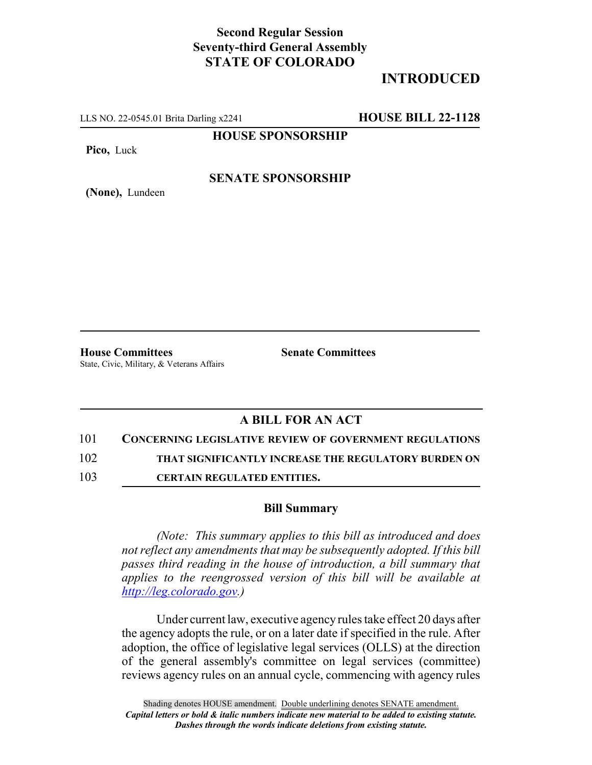**Second Regular Session**
**Seventy-third General Assembly**
**STATE OF COLORADO**

# INTRODUCED

LLS NO. 22-0545.01 Brita Darling x2241 **HOUSE BILL 22-1128**

**HOUSE SPONSORSHIP**

**Pico,** Luck

**SENATE SPONSORSHIP**

**(None),** Lundeen

**House Committees**
State, Civic, Military, & Veterans Affairs

**Senate Committees**

## A BILL FOR AN ACT

101 **CONCERNING LEGISLATIVE REVIEW OF GOVERNMENT REGULATIONS**
102 **THAT SIGNIFICANTLY INCREASE THE REGULATORY BURDEN ON**
103 **CERTAIN REGULATED ENTITIES.**

### Bill Summary

*(Note: This summary applies to this bill as introduced and does not reflect any amendments that may be subsequently adopted. If this bill passes third reading in the house of introduction, a bill summary that applies to the reengrossed version of this bill will be available at http://leg.colorado.gov.)*

Under current law, executive agency rules take effect 20 days after the agency adopts the rule, or on a later date if specified in the rule. After adoption, the office of legislative legal services (OLLS) at the direction of the general assembly's committee on legal services (committee) reviews agency rules on an annual cycle, commencing with agency rules

Shading denotes HOUSE amendment. Double underlining denotes SENATE amendment.
*Capital letters or bold & italic numbers indicate new material to be added to existing statute.*
*Dashes through the words indicate deletions from existing statute.*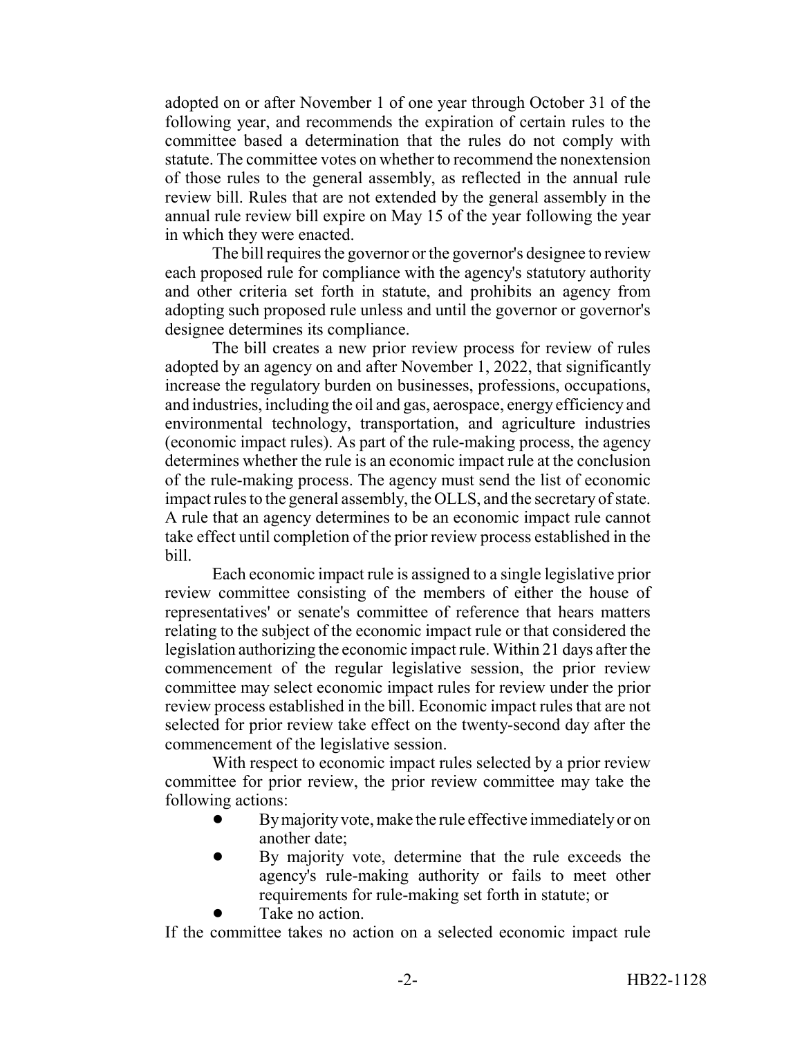adopted on or after November 1 of one year through October 31 of the following year, and recommends the expiration of certain rules to the committee based a determination that the rules do not comply with statute. The committee votes on whether to recommend the nonextension of those rules to the general assembly, as reflected in the annual rule review bill. Rules that are not extended by the general assembly in the annual rule review bill expire on May 15 of the year following the year in which they were enacted.

The bill requires the governor or the governor's designee to review each proposed rule for compliance with the agency's statutory authority and other criteria set forth in statute, and prohibits an agency from adopting such proposed rule unless and until the governor or governor's designee determines its compliance.

The bill creates a new prior review process for review of rules adopted by an agency on and after November 1, 2022, that significantly increase the regulatory burden on businesses, professions, occupations, and industries, including the oil and gas, aerospace, energy efficiency and environmental technology, transportation, and agriculture industries (economic impact rules). As part of the rule-making process, the agency determines whether the rule is an economic impact rule at the conclusion of the rule-making process. The agency must send the list of economic impact rules to the general assembly, the OLLS, and the secretary of state. A rule that an agency determines to be an economic impact rule cannot take effect until completion of the prior review process established in the bill.

Each economic impact rule is assigned to a single legislative prior review committee consisting of the members of either the house of representatives' or senate's committee of reference that hears matters relating to the subject of the economic impact rule or that considered the legislation authorizing the economic impact rule. Within 21 days after the commencement of the regular legislative session, the prior review committee may select economic impact rules for review under the prior review process established in the bill. Economic impact rules that are not selected for prior review take effect on the twenty-second day after the commencement of the legislative session.

With respect to economic impact rules selected by a prior review committee for prior review, the prior review committee may take the following actions:

- By majority vote, make the rule effective immediately or on another date;
- By majority vote, determine that the rule exceeds the agency's rule-making authority or fails to meet other requirements for rule-making set forth in statute; or
- Take no action.

If the committee takes no action on a selected economic impact rule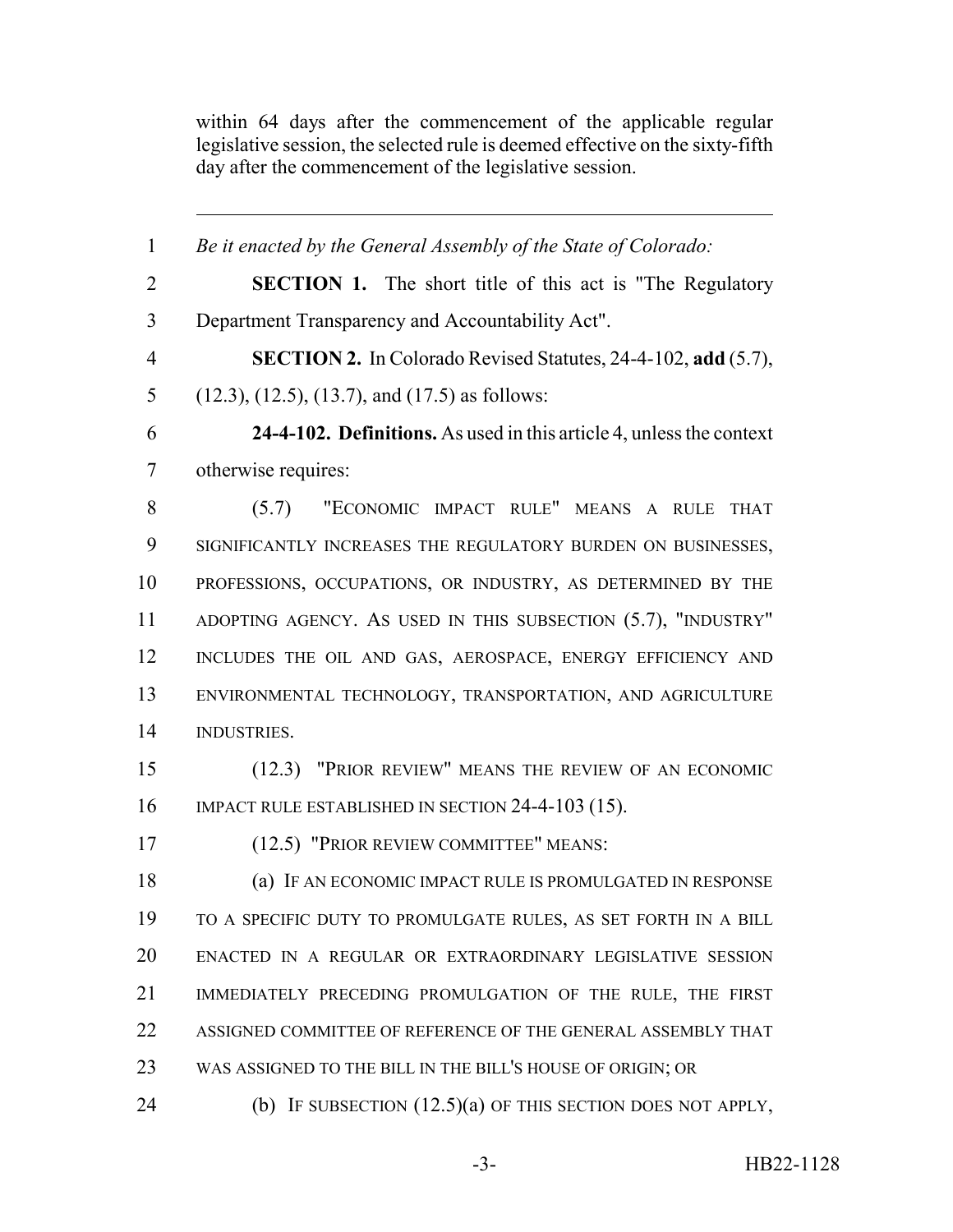within 64 days after the commencement of the applicable regular legislative session, the selected rule is deemed effective on the sixty-fifth day after the commencement of the legislative session.

---

1 *Be it enacted by the General Assembly of the State of Colorado:*

2 **SECTION 1.** The short title of this act is "The Regulatory
3 Department Transparency and Accountability Act".

4 **SECTION 2.** In Colorado Revised Statutes, 24-4-102, **add** (5.7),
5 (12.3), (12.5), (13.7), and (17.5) as follows:

6 **24-4-102. Definitions.** As used in this article 4, unless the context
7 otherwise requires:

8 (5.7) "ECONOMIC IMPACT RULE" MEANS A RULE THAT
9 SIGNIFICANTLY INCREASES THE REGULATORY BURDEN ON BUSINESSES,
10 PROFESSIONS, OCCUPATIONS, OR INDUSTRY, AS DETERMINED BY THE
11 ADOPTING AGENCY. AS USED IN THIS SUBSECTION (5.7), "INDUSTRY"
12 INCLUDES THE OIL AND GAS, AEROSPACE, ENERGY EFFICIENCY AND
13 ENVIRONMENTAL TECHNOLOGY, TRANSPORTATION, AND AGRICULTURE
14 INDUSTRIES.

15 (12.3) "PRIOR REVIEW" MEANS THE REVIEW OF AN ECONOMIC
16 IMPACT RULE ESTABLISHED IN SECTION 24-4-103 (15).

17 (12.5) "PRIOR REVIEW COMMITTEE" MEANS:

18 (a) IF AN ECONOMIC IMPACT RULE IS PROMULGATED IN RESPONSE
19 TO A SPECIFIC DUTY TO PROMULGATE RULES, AS SET FORTH IN A BILL
20 ENACTED IN A REGULAR OR EXTRAORDINARY LEGISLATIVE SESSION
21 IMMEDIATELY PRECEDING PROMULGATION OF THE RULE, THE FIRST
22 ASSIGNED COMMITTEE OF REFERENCE OF THE GENERAL ASSEMBLY THAT
23 WAS ASSIGNED TO THE BILL IN THE BILL'S HOUSE OF ORIGIN; OR

24 (b) IF SUBSECTION (12.5)(a) OF THIS SECTION DOES NOT APPLY,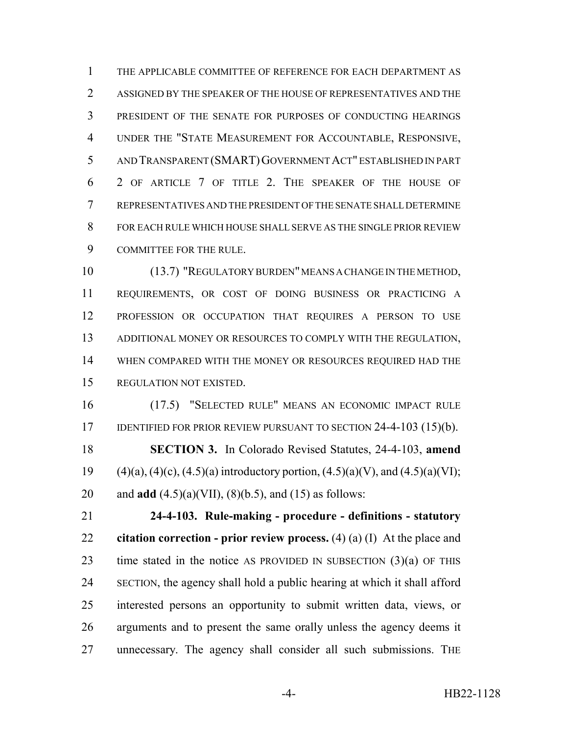THE APPLICABLE COMMITTEE OF REFERENCE FOR EACH DEPARTMENT AS ASSIGNED BY THE SPEAKER OF THE HOUSE OF REPRESENTATIVES AND THE PRESIDENT OF THE SENATE FOR PURPOSES OF CONDUCTING HEARINGS UNDER THE "STATE MEASUREMENT FOR ACCOUNTABLE, RESPONSIVE, AND TRANSPARENT (SMART) GOVERNMENT ACT" ESTABLISHED IN PART 2 OF ARTICLE 7 OF TITLE 2. THE SPEAKER OF THE HOUSE OF REPRESENTATIVES AND THE PRESIDENT OF THE SENATE SHALL DETERMINE FOR EACH RULE WHICH HOUSE SHALL SERVE AS THE SINGLE PRIOR REVIEW COMMITTEE FOR THE RULE.

(13.7) "REGULATORY BURDEN" MEANS A CHANGE IN THE METHOD, REQUIREMENTS, OR COST OF DOING BUSINESS OR PRACTICING A PROFESSION OR OCCUPATION THAT REQUIRES A PERSON TO USE ADDITIONAL MONEY OR RESOURCES TO COMPLY WITH THE REGULATION, WHEN COMPARED WITH THE MONEY OR RESOURCES REQUIRED HAD THE REGULATION NOT EXISTED.

(17.5) "SELECTED RULE" MEANS AN ECONOMIC IMPACT RULE IDENTIFIED FOR PRIOR REVIEW PURSUANT TO SECTION 24-4-103 (15)(b).

**SECTION 3.** In Colorado Revised Statutes, 24-4-103, **amend** (4)(a), (4)(c), (4.5)(a) introductory portion, (4.5)(a)(V), and (4.5)(a)(VI); and **add** (4.5)(a)(VII), (8)(b.5), and (15) as follows:

**24-4-103. Rule-making - procedure - definitions - statutory citation correction - prior review process.** (4) (a) (I) At the place and time stated in the notice AS PROVIDED IN SUBSECTION (3)(a) OF THIS SECTION, the agency shall hold a public hearing at which it shall afford interested persons an opportunity to submit written data, views, or arguments and to present the same orally unless the agency deems it unnecessary. The agency shall consider all such submissions. THE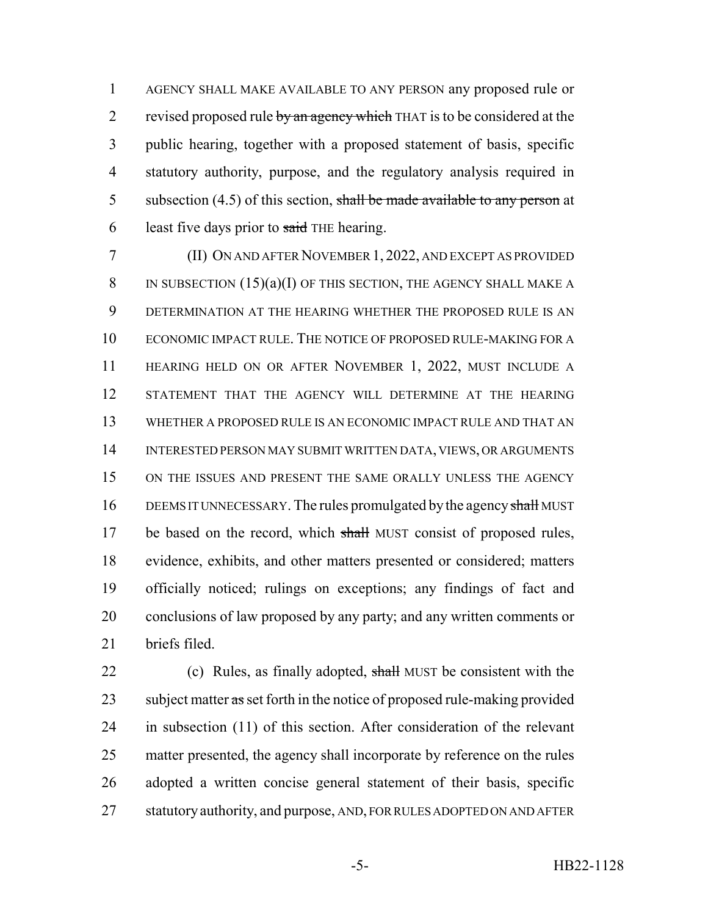AGENCY SHALL MAKE AVAILABLE TO ANY PERSON any proposed rule or revised proposed rule ~~by an agency which~~ THAT is to be considered at the public hearing, together with a proposed statement of basis, specific statutory authority, purpose, and the regulatory analysis required in subsection (4.5) of this section, ~~shall be made available to any person~~ at least five days prior to ~~said~~ THE hearing.

(II) ON AND AFTER NOVEMBER 1, 2022, AND EXCEPT AS PROVIDED IN SUBSECTION (15)(a)(I) OF THIS SECTION, THE AGENCY SHALL MAKE A DETERMINATION AT THE HEARING WHETHER THE PROPOSED RULE IS AN ECONOMIC IMPACT RULE. THE NOTICE OF PROPOSED RULE-MAKING FOR A HEARING HELD ON OR AFTER NOVEMBER 1, 2022, MUST INCLUDE A STATEMENT THAT THE AGENCY WILL DETERMINE AT THE HEARING WHETHER A PROPOSED RULE IS AN ECONOMIC IMPACT RULE AND THAT AN INTERESTED PERSON MAY SUBMIT WRITTEN DATA, VIEWS, OR ARGUMENTS ON THE ISSUES AND PRESENT THE SAME ORALLY UNLESS THE AGENCY DEEMS IT UNNECESSARY. The rules promulgated by the agency ~~shall~~ MUST be based on the record, which ~~shall~~ MUST consist of proposed rules, evidence, exhibits, and other matters presented or considered; matters officially noticed; rulings on exceptions; any findings of fact and conclusions of law proposed by any party; and any written comments or briefs filed.

(c) Rules, as finally adopted, ~~shall~~ MUST be consistent with the subject matter ~~as~~ set forth in the notice of proposed rule-making provided in subsection (11) of this section. After consideration of the relevant matter presented, the agency shall incorporate by reference on the rules adopted a written concise general statement of their basis, specific statutory authority, and purpose, AND, FOR RULES ADOPTED ON AND AFTER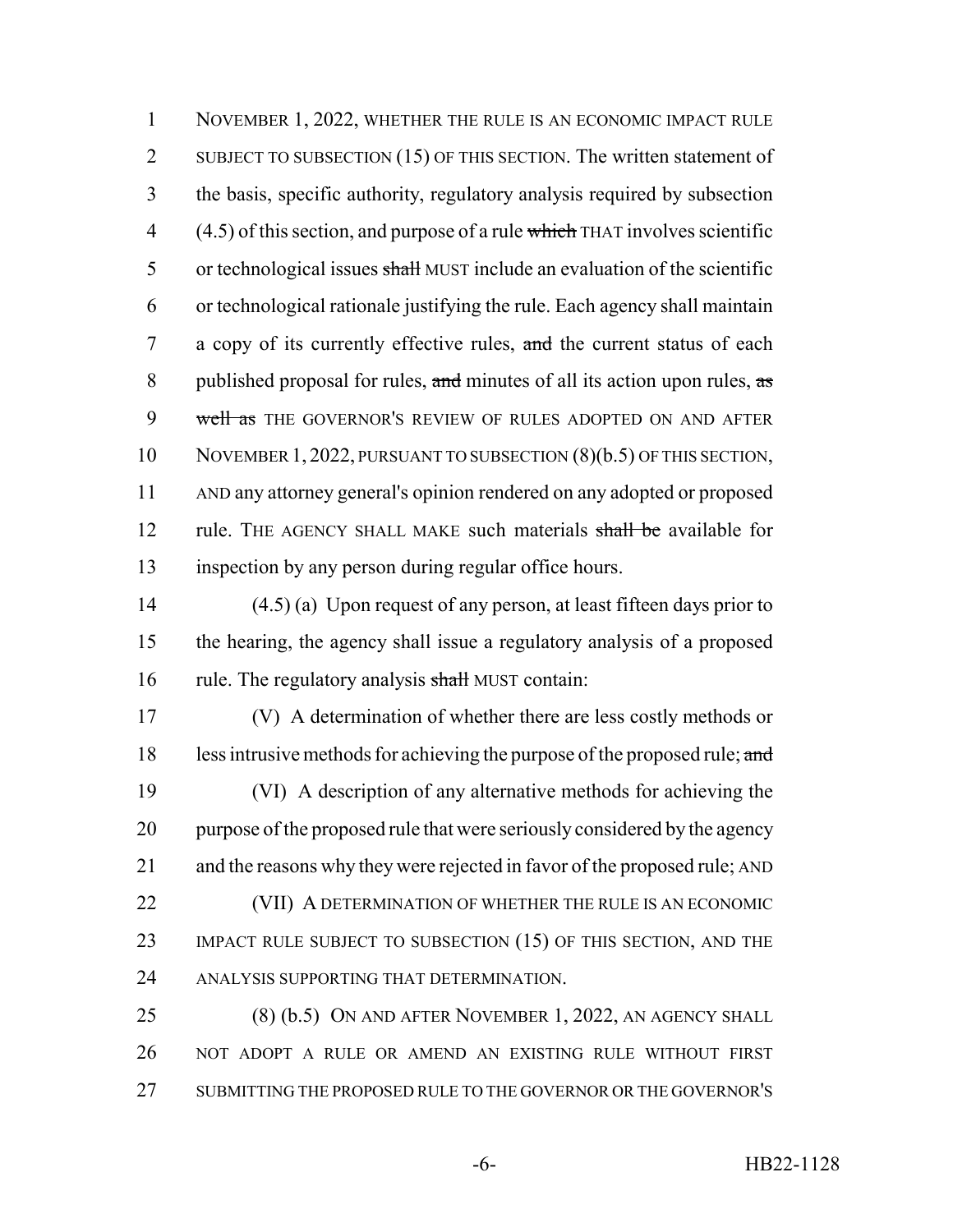NOVEMBER 1, 2022, WHETHER THE RULE IS AN ECONOMIC IMPACT RULE SUBJECT TO SUBSECTION (15) OF THIS SECTION. The written statement of the basis, specific authority, regulatory analysis required by subsection (4.5) of this section, and purpose of a rule ~~which~~ THAT involves scientific or technological issues ~~shall~~ MUST include an evaluation of the scientific or technological rationale justifying the rule. Each agency shall maintain a copy of its currently effective rules, ~~and~~ the current status of each published proposal for rules, ~~and~~ minutes of all its action upon rules, ~~as well as~~ THE GOVERNOR'S REVIEW OF RULES ADOPTED ON AND AFTER NOVEMBER 1, 2022, PURSUANT TO SUBSECTION (8)(b.5) OF THIS SECTION, AND any attorney general's opinion rendered on any adopted or proposed rule. THE AGENCY SHALL MAKE such materials ~~shall be~~ available for inspection by any person during regular office hours.

(4.5) (a) Upon request of any person, at least fifteen days prior to the hearing, the agency shall issue a regulatory analysis of a proposed rule. The regulatory analysis ~~shall~~ MUST contain:

(V) A determination of whether there are less costly methods or less intrusive methods for achieving the purpose of the proposed rule; ~~and~~

(VI) A description of any alternative methods for achieving the purpose of the proposed rule that were seriously considered by the agency and the reasons why they were rejected in favor of the proposed rule; AND

(VII) A DETERMINATION OF WHETHER THE RULE IS AN ECONOMIC IMPACT RULE SUBJECT TO SUBSECTION (15) OF THIS SECTION, AND THE ANALYSIS SUPPORTING THAT DETERMINATION.

(8) (b.5) ON AND AFTER NOVEMBER 1, 2022, AN AGENCY SHALL NOT ADOPT A RULE OR AMEND AN EXISTING RULE WITHOUT FIRST SUBMITTING THE PROPOSED RULE TO THE GOVERNOR OR THE GOVERNOR'S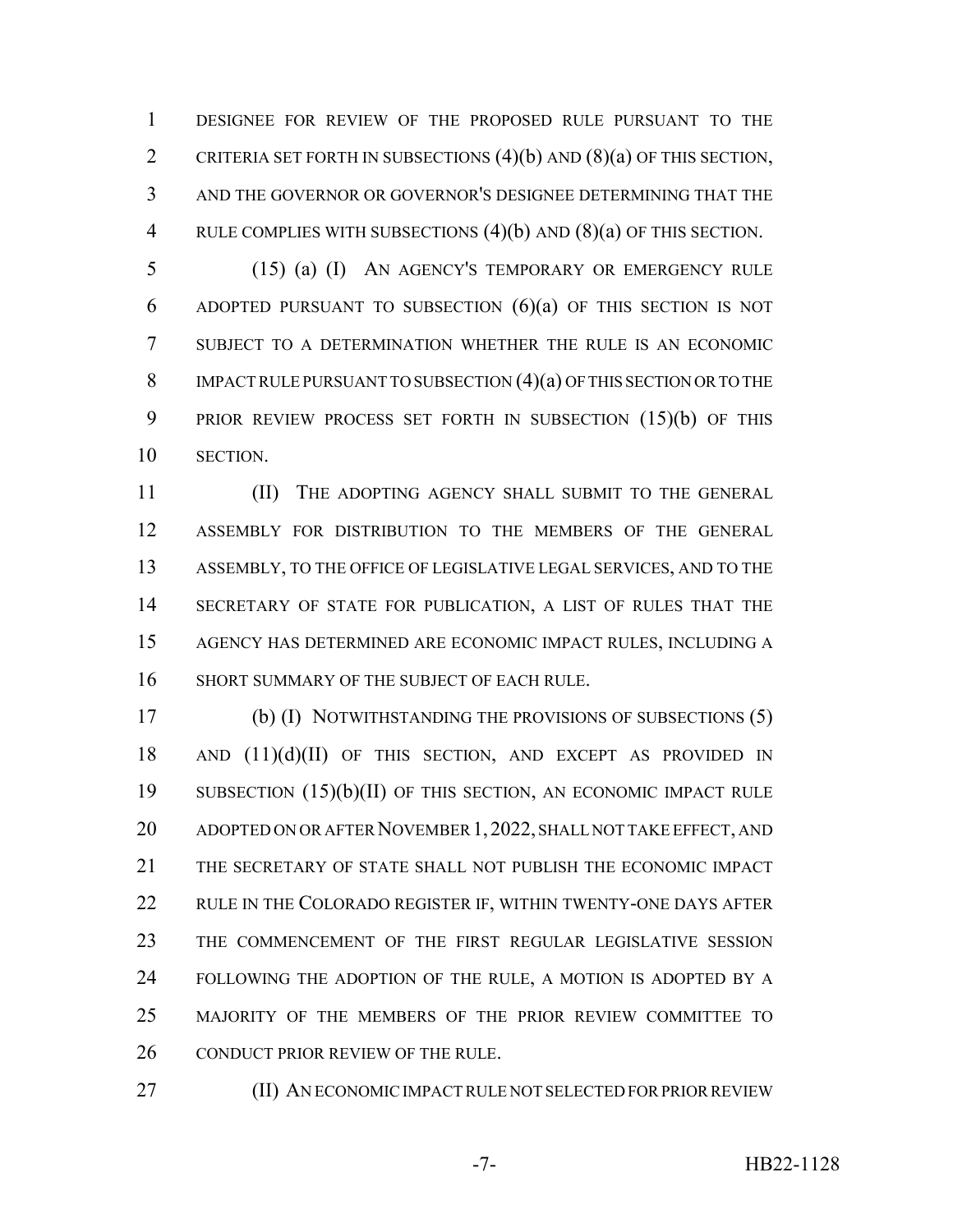DESIGNEE FOR REVIEW OF THE PROPOSED RULE PURSUANT TO THE CRITERIA SET FORTH IN SUBSECTIONS (4)(b) AND (8)(a) OF THIS SECTION, AND THE GOVERNOR OR GOVERNOR'S DESIGNEE DETERMINING THAT THE RULE COMPLIES WITH SUBSECTIONS (4)(b) AND (8)(a) OF THIS SECTION.

(15) (a) (I) AN AGENCY'S TEMPORARY OR EMERGENCY RULE ADOPTED PURSUANT TO SUBSECTION (6)(a) OF THIS SECTION IS NOT SUBJECT TO A DETERMINATION WHETHER THE RULE IS AN ECONOMIC IMPACT RULE PURSUANT TO SUBSECTION (4)(a) OF THIS SECTION OR TO THE PRIOR REVIEW PROCESS SET FORTH IN SUBSECTION (15)(b) OF THIS SECTION.

(II) THE ADOPTING AGENCY SHALL SUBMIT TO THE GENERAL ASSEMBLY FOR DISTRIBUTION TO THE MEMBERS OF THE GENERAL ASSEMBLY, TO THE OFFICE OF LEGISLATIVE LEGAL SERVICES, AND TO THE SECRETARY OF STATE FOR PUBLICATION, A LIST OF RULES THAT THE AGENCY HAS DETERMINED ARE ECONOMIC IMPACT RULES, INCLUDING A SHORT SUMMARY OF THE SUBJECT OF EACH RULE.

(b) (I) NOTWITHSTANDING THE PROVISIONS OF SUBSECTIONS (5) AND (11)(d)(II) OF THIS SECTION, AND EXCEPT AS PROVIDED IN SUBSECTION (15)(b)(II) OF THIS SECTION, AN ECONOMIC IMPACT RULE ADOPTED ON OR AFTER NOVEMBER 1, 2022, SHALL NOT TAKE EFFECT, AND THE SECRETARY OF STATE SHALL NOT PUBLISH THE ECONOMIC IMPACT RULE IN THE COLORADO REGISTER IF, WITHIN TWENTY-ONE DAYS AFTER THE COMMENCEMENT OF THE FIRST REGULAR LEGISLATIVE SESSION FOLLOWING THE ADOPTION OF THE RULE, A MOTION IS ADOPTED BY A MAJORITY OF THE MEMBERS OF THE PRIOR REVIEW COMMITTEE TO CONDUCT PRIOR REVIEW OF THE RULE.

(II) AN ECONOMIC IMPACT RULE NOT SELECTED FOR PRIOR REVIEW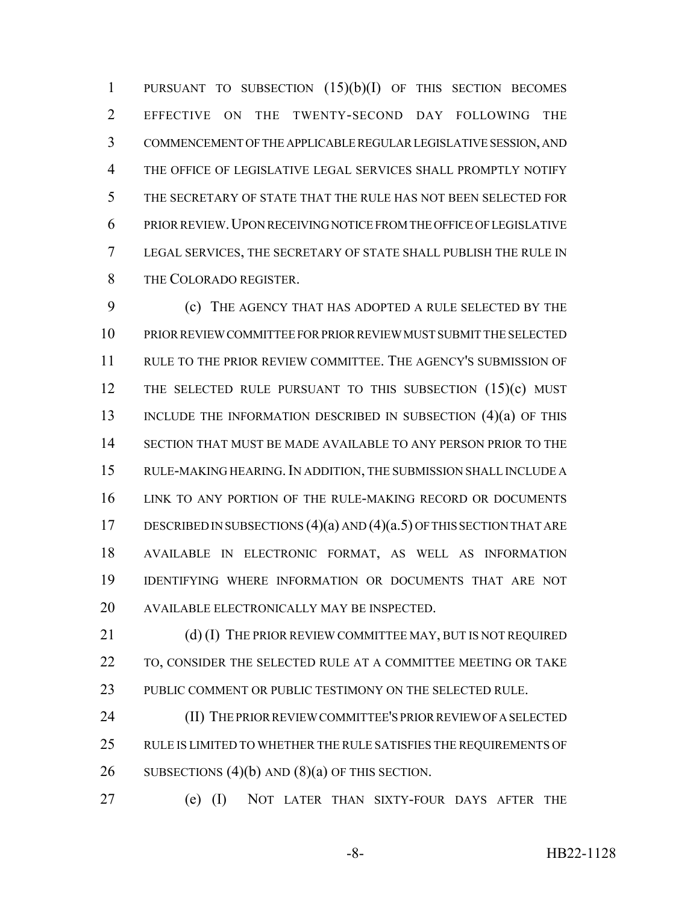PURSUANT TO SUBSECTION (15)(b)(I) OF THIS SECTION BECOMES EFFECTIVE ON THE TWENTY-SECOND DAY FOLLOWING THE COMMENCEMENT OF THE APPLICABLE REGULAR LEGISLATIVE SESSION, AND THE OFFICE OF LEGISLATIVE LEGAL SERVICES SHALL PROMPTLY NOTIFY THE SECRETARY OF STATE THAT THE RULE HAS NOT BEEN SELECTED FOR PRIOR REVIEW. UPON RECEIVING NOTICE FROM THE OFFICE OF LEGISLATIVE LEGAL SERVICES, THE SECRETARY OF STATE SHALL PUBLISH THE RULE IN THE COLORADO REGISTER.

(c) THE AGENCY THAT HAS ADOPTED A RULE SELECTED BY THE PRIOR REVIEW COMMITTEE FOR PRIOR REVIEW MUST SUBMIT THE SELECTED RULE TO THE PRIOR REVIEW COMMITTEE. THE AGENCY'S SUBMISSION OF THE SELECTED RULE PURSUANT TO THIS SUBSECTION (15)(c) MUST INCLUDE THE INFORMATION DESCRIBED IN SUBSECTION (4)(a) OF THIS SECTION THAT MUST BE MADE AVAILABLE TO ANY PERSON PRIOR TO THE RULE-MAKING HEARING. IN ADDITION, THE SUBMISSION SHALL INCLUDE A LINK TO ANY PORTION OF THE RULE-MAKING RECORD OR DOCUMENTS DESCRIBED IN SUBSECTIONS (4)(a) AND (4)(a.5) OF THIS SECTION THAT ARE AVAILABLE IN ELECTRONIC FORMAT, AS WELL AS INFORMATION IDENTIFYING WHERE INFORMATION OR DOCUMENTS THAT ARE NOT AVAILABLE ELECTRONICALLY MAY BE INSPECTED.

(d) (I) THE PRIOR REVIEW COMMITTEE MAY, BUT IS NOT REQUIRED TO, CONSIDER THE SELECTED RULE AT A COMMITTEE MEETING OR TAKE PUBLIC COMMENT OR PUBLIC TESTIMONY ON THE SELECTED RULE.

(II) THE PRIOR REVIEW COMMITTEE'S PRIOR REVIEW OF A SELECTED RULE IS LIMITED TO WHETHER THE RULE SATISFIES THE REQUIREMENTS OF SUBSECTIONS (4)(b) AND (8)(a) OF THIS SECTION.

(e) (I) NOT LATER THAN SIXTY-FOUR DAYS AFTER THE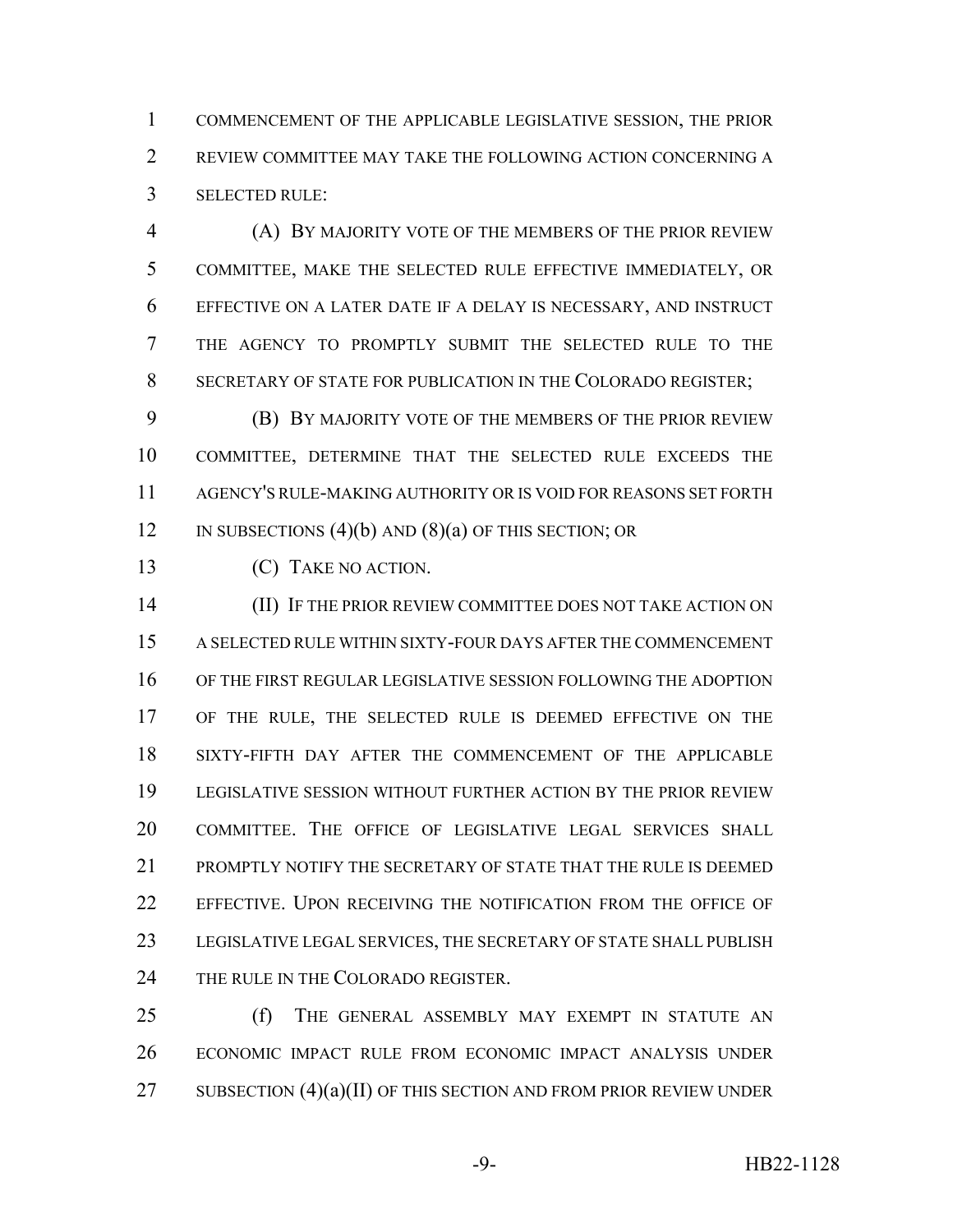COMMENCEMENT OF THE APPLICABLE LEGISLATIVE SESSION, THE PRIOR REVIEW COMMITTEE MAY TAKE THE FOLLOWING ACTION CONCERNING A SELECTED RULE:

(A) BY MAJORITY VOTE OF THE MEMBERS OF THE PRIOR REVIEW COMMITTEE, MAKE THE SELECTED RULE EFFECTIVE IMMEDIATELY, OR EFFECTIVE ON A LATER DATE IF A DELAY IS NECESSARY, AND INSTRUCT THE AGENCY TO PROMPTLY SUBMIT THE SELECTED RULE TO THE SECRETARY OF STATE FOR PUBLICATION IN THE COLORADO REGISTER;

(B) BY MAJORITY VOTE OF THE MEMBERS OF THE PRIOR REVIEW COMMITTEE, DETERMINE THAT THE SELECTED RULE EXCEEDS THE AGENCY'S RULE-MAKING AUTHORITY OR IS VOID FOR REASONS SET FORTH IN SUBSECTIONS (4)(b) AND (8)(a) OF THIS SECTION; OR

(C) TAKE NO ACTION.

(II) IF THE PRIOR REVIEW COMMITTEE DOES NOT TAKE ACTION ON A SELECTED RULE WITHIN SIXTY-FOUR DAYS AFTER THE COMMENCEMENT OF THE FIRST REGULAR LEGISLATIVE SESSION FOLLOWING THE ADOPTION OF THE RULE, THE SELECTED RULE IS DEEMED EFFECTIVE ON THE SIXTY-FIFTH DAY AFTER THE COMMENCEMENT OF THE APPLICABLE LEGISLATIVE SESSION WITHOUT FURTHER ACTION BY THE PRIOR REVIEW COMMITTEE. THE OFFICE OF LEGISLATIVE LEGAL SERVICES SHALL PROMPTLY NOTIFY THE SECRETARY OF STATE THAT THE RULE IS DEEMED EFFECTIVE. UPON RECEIVING THE NOTIFICATION FROM THE OFFICE OF LEGISLATIVE LEGAL SERVICES, THE SECRETARY OF STATE SHALL PUBLISH THE RULE IN THE COLORADO REGISTER.

(f) THE GENERAL ASSEMBLY MAY EXEMPT IN STATUTE AN ECONOMIC IMPACT RULE FROM ECONOMIC IMPACT ANALYSIS UNDER SUBSECTION (4)(a)(II) OF THIS SECTION AND FROM PRIOR REVIEW UNDER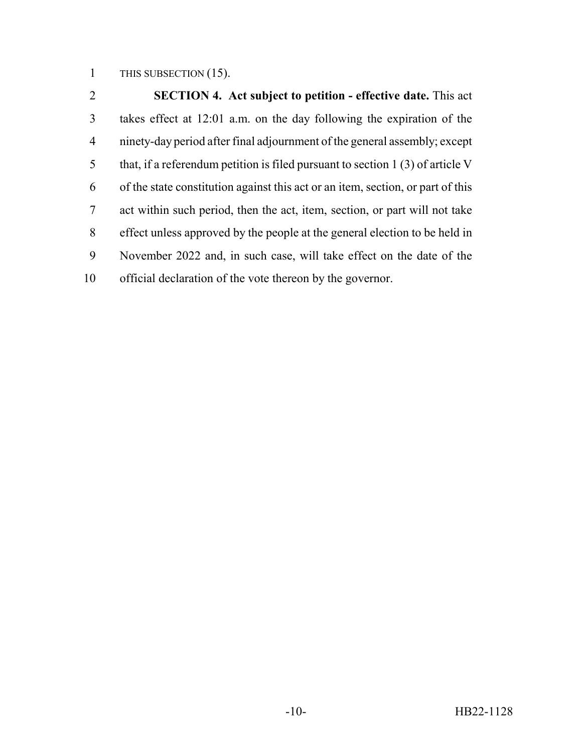THIS SUBSECTION (15).

**SECTION 4. Act subject to petition - effective date.** This act takes effect at 12:01 a.m. on the day following the expiration of the ninety-day period after final adjournment of the general assembly; except that, if a referendum petition is filed pursuant to section 1 (3) of article V of the state constitution against this act or an item, section, or part of this act within such period, then the act, item, section, or part will not take effect unless approved by the people at the general election to be held in November 2022 and, in such case, will take effect on the date of the official declaration of the vote thereon by the governor.